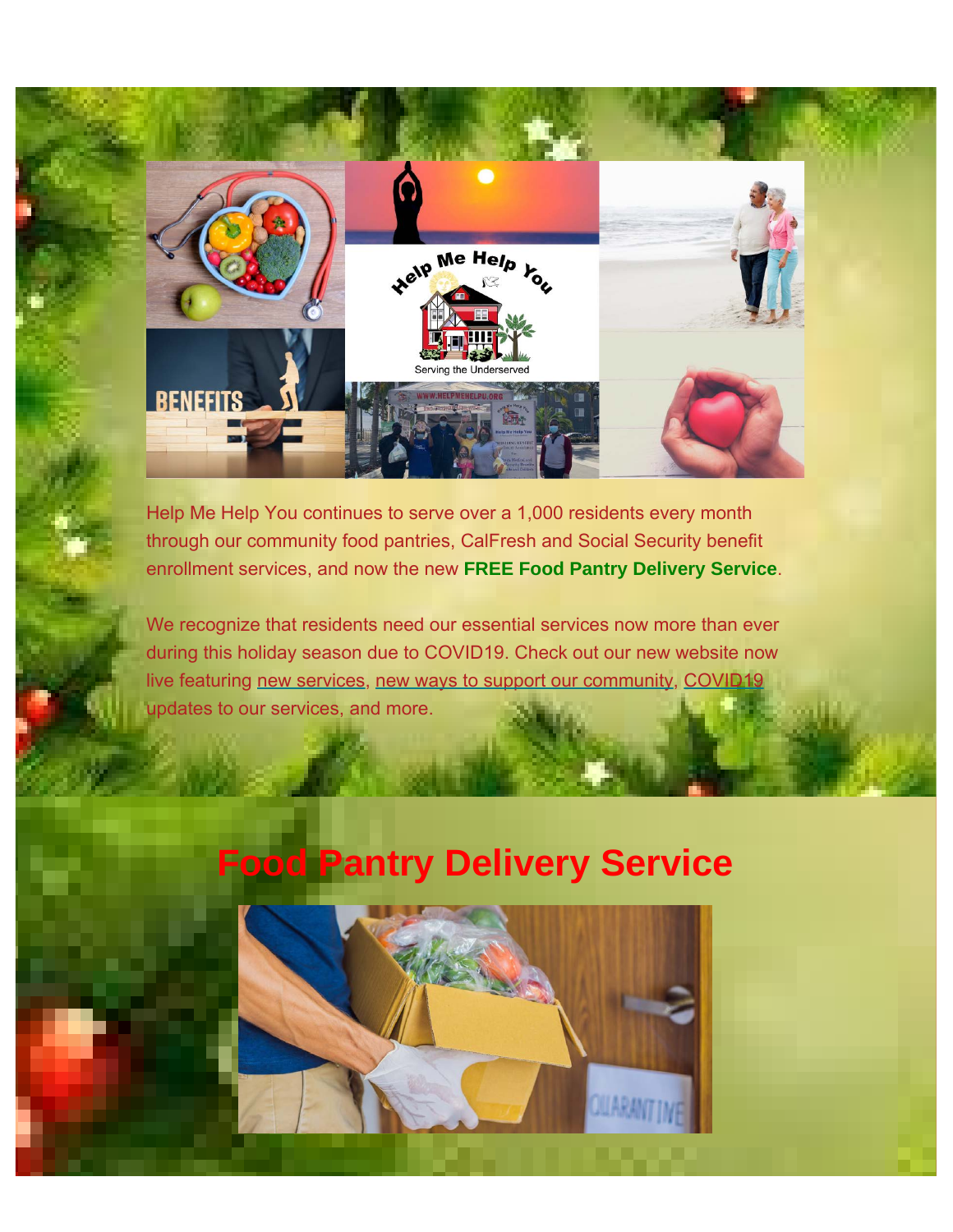Help Me Help You continues to serve over a 1,000 residents every month through our community food pantries, CalFresh and Social Security benefit enrollment services, and now the new **FREE Food Pantry Delivery Service**.

We recognize that residents need our essential services now more than ever during this holiday season due to COVID19. Check out our new website now live featuring new services, new ways to support our community, COVID19 updates to our services, and more.

# Food Pantry Delivery Service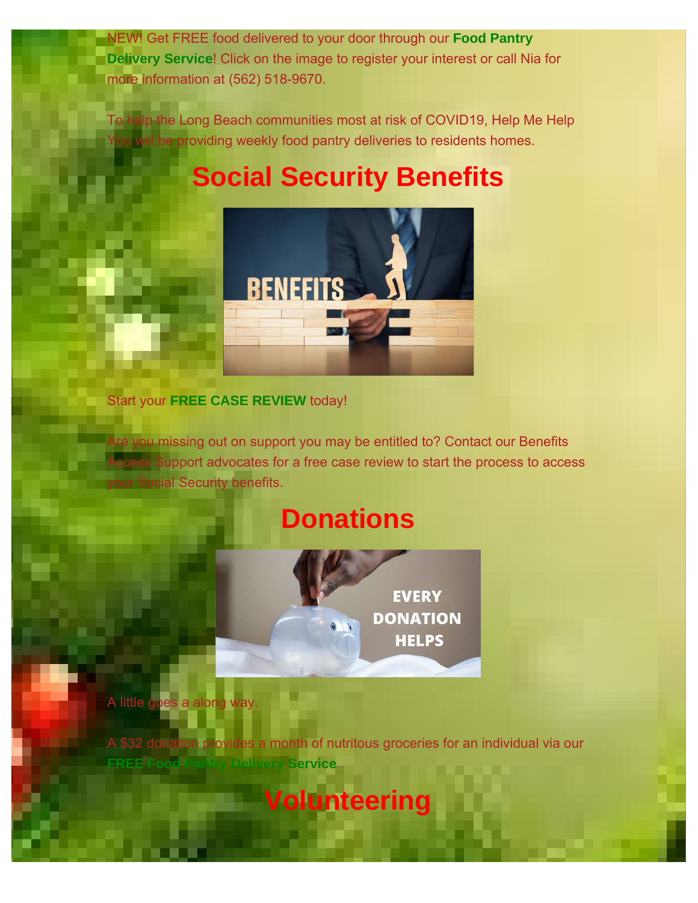NEW! Get FREE food delivered to your door through our **Food Pantry Delivery Service**! Click on the image to register your interest or call Nia for more information at (562) 518-9670.

To help the Long Beach communities most at risk of COVID19, Help Me Help You will be providing weekly food pantry deliveries to residents homes.

# Social Security Benefits

Start your **FREE CASE REVIEW** today!

Are you missing out on support you may be entitled to? Contact our Benefits Access Support advocates for a free case review to start the process to access your Social Security benefits.

# Donations

A little goes a along way.

A $32 donation provides a month of nutritous groceries for an individual via our **FREE Food Pantry Delivery Service**

# Volunteering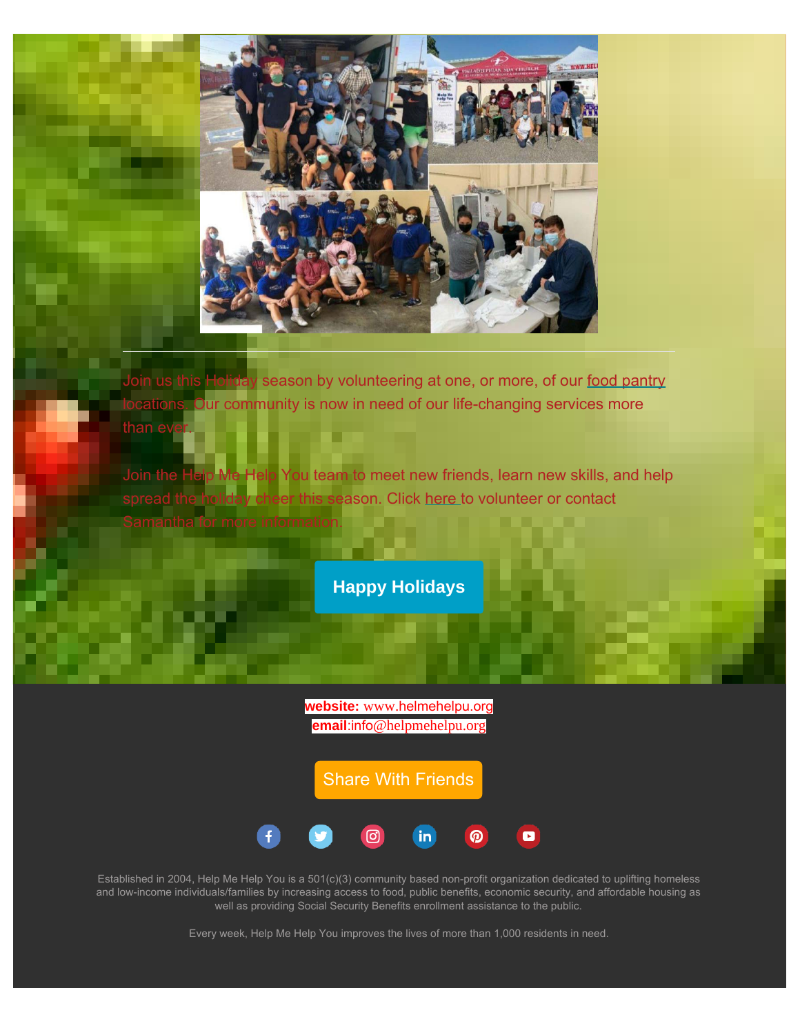Join us this Holiday season by volunteering at one, or more, of our food pantry locations. Our community is now in need of our life-changing services more than ever.

Join the Help Me Help You team to meet new friends, learn new skills, and help spread the holiday cheer this season. Click here to volunteer or contact Samantha for more information.

**Happy Holidays**

**website:** www.helmehelpu.org
**email**:info@helpmehelpu.org

Share With Friends

Established in 2004, Help Me Help You is a 501(c)(3) community based non-profit organization dedicated to uplifting homeless and low-income individuals/families by increasing access to food, public benefits, economic security, and affordable housing as well as providing Social Security Benefits enrollment assistance to the public.

Every week, Help Me Help You improves the lives of more than 1,000 residents in need.